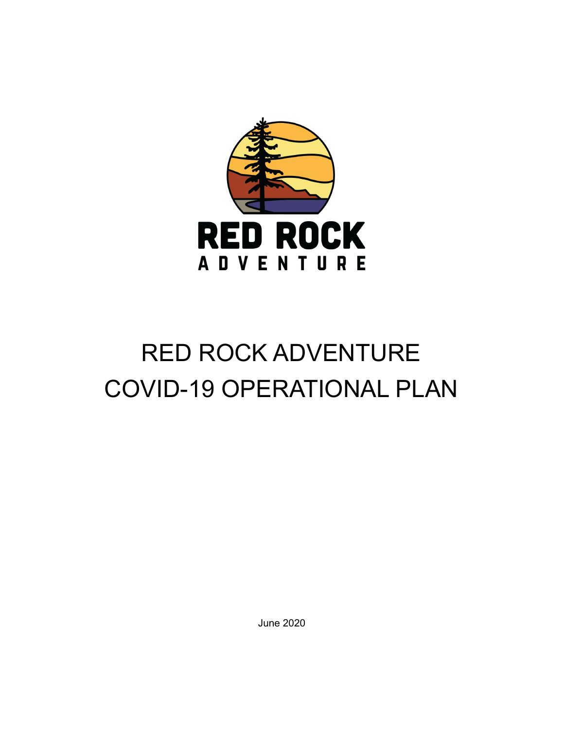RED ROCK
ADVENTURE

# RED ROCK ADVENTURE COVID-19 OPERATIONAL PLAN

June 2020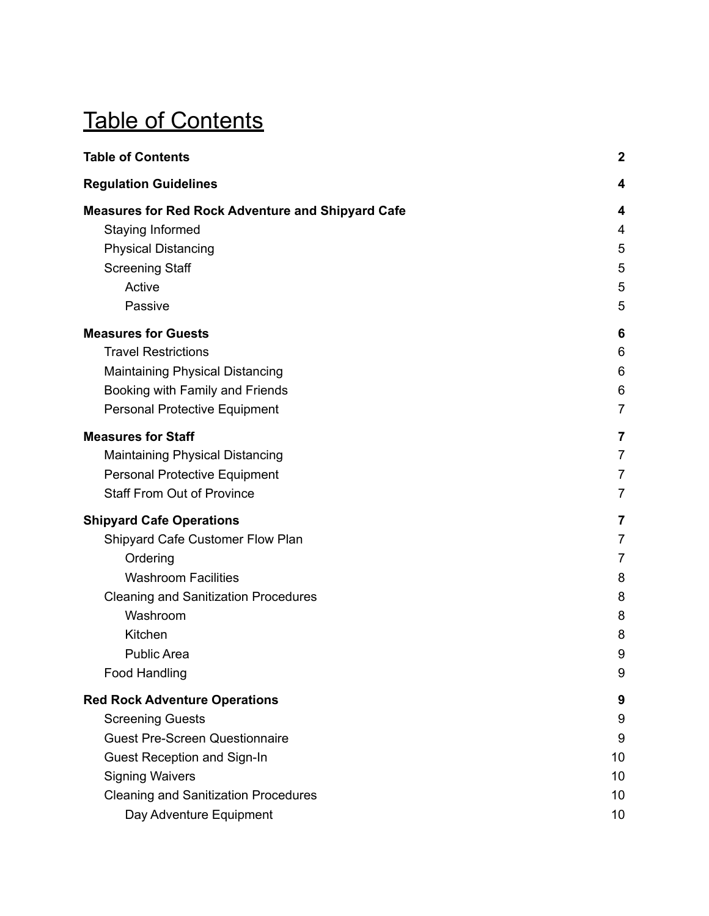# Table of Contents

**Table of Contents** **2**

**Regulation Guidelines** **4**

**Measures for Red Rock Adventure and Shipyard Cafe** **4**

- Staying Informed 4
- Physical Distancing 5
- Screening Staff 5
  - Active 5
  - Passive 5

**Measures for Guests** **6**

- Travel Restrictions 6
- Maintaining Physical Distancing 6
- Booking with Family and Friends 6
- Personal Protective Equipment 7

**Measures for Staff** **7**

- Maintaining Physical Distancing 7
- Personal Protective Equipment 7
- Staff From Out of Province 7

**Shipyard Cafe Operations** **7**

- Shipyard Cafe Customer Flow Plan 7
  - Ordering 7
  - Washroom Facilities 8
- Cleaning and Sanitization Procedures 8
  - Washroom 8
  - Kitchen 8
  - Public Area 9
- Food Handling 9

**Red Rock Adventure Operations** **9**

- Screening Guests 9
- Guest Pre-Screen Questionnaire 9
- Guest Reception and Sign-In 10
- Signing Waivers 10
- Cleaning and Sanitization Procedures 10
  - Day Adventure Equipment 10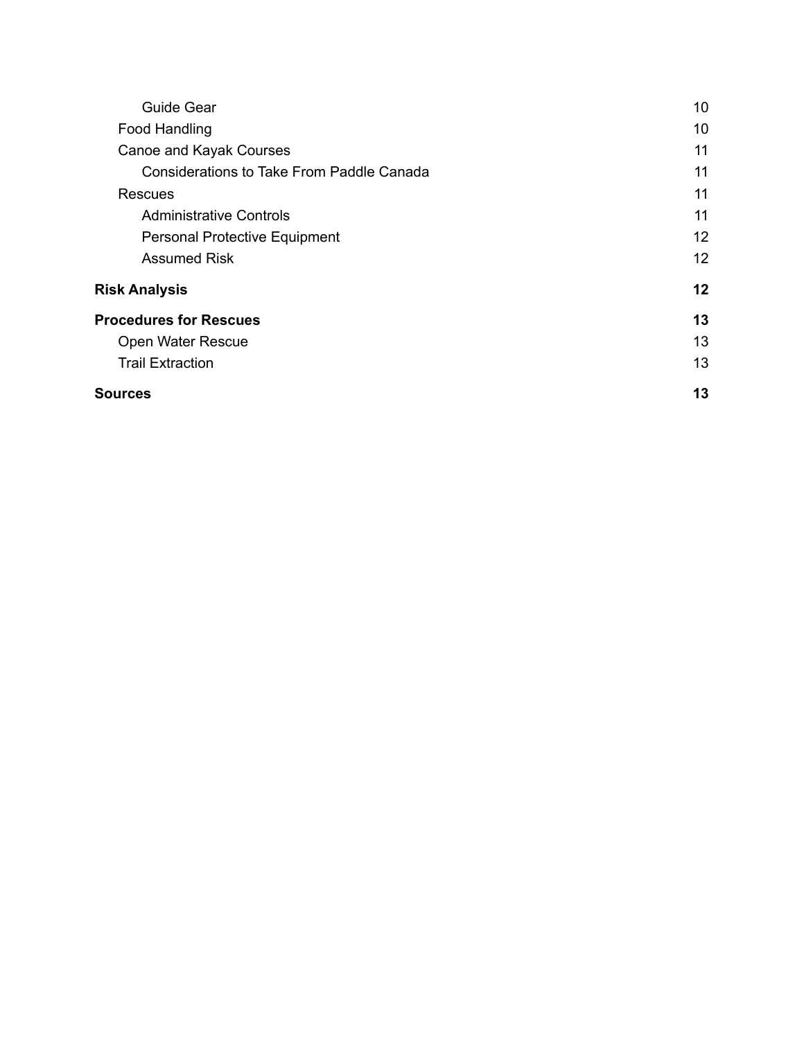- Guide Gear 10
- Food Handling 10
- Canoe and Kayak Courses 11
  - Considerations to Take From Paddle Canada 11
- Rescues 11
  - Administrative Controls 11
  - Personal Protective Equipment 12
  - Assumed Risk 12

**Risk Analysis 12**

**Procedures for Rescues 13**

- Open Water Rescue 13
- Trail Extraction 13

**Sources 13**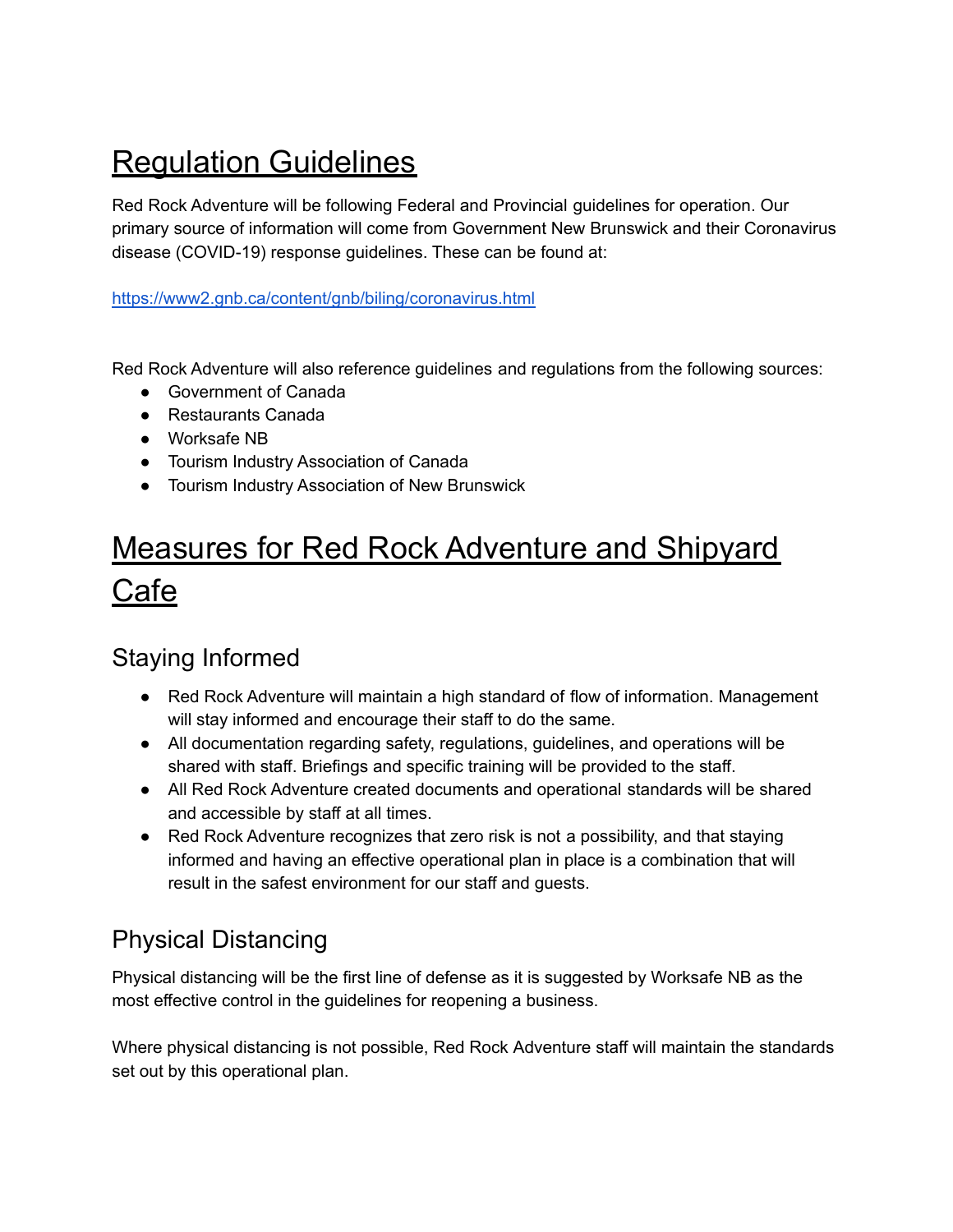# Regulation Guidelines

Red Rock Adventure will be following Federal and Provincial guidelines for operation. Our primary source of information will come from Government New Brunswick and their Coronavirus disease (COVID-19) response guidelines. These can be found at:

https://www2.gnb.ca/content/gnb/biling/coronavirus.html

Red Rock Adventure will also reference guidelines and regulations from the following sources:

- Government of Canada
- Restaurants Canada
- Worksafe NB
- Tourism Industry Association of Canada
- Tourism Industry Association of New Brunswick

# Measures for Red Rock Adventure and Shipyard Cafe

## Staying Informed

- Red Rock Adventure will maintain a high standard of flow of information. Management will stay informed and encourage their staff to do the same.
- All documentation regarding safety, regulations, guidelines, and operations will be shared with staff. Briefings and specific training will be provided to the staff.
- All Red Rock Adventure created documents and operational standards will be shared and accessible by staff at all times.
- Red Rock Adventure recognizes that zero risk is not a possibility, and that staying informed and having an effective operational plan in place is a combination that will result in the safest environment for our staff and guests.

## Physical Distancing

Physical distancing will be the first line of defense as it is suggested by Worksafe NB as the most effective control in the guidelines for reopening a business.

Where physical distancing is not possible, Red Rock Adventure staff will maintain the standards set out by this operational plan.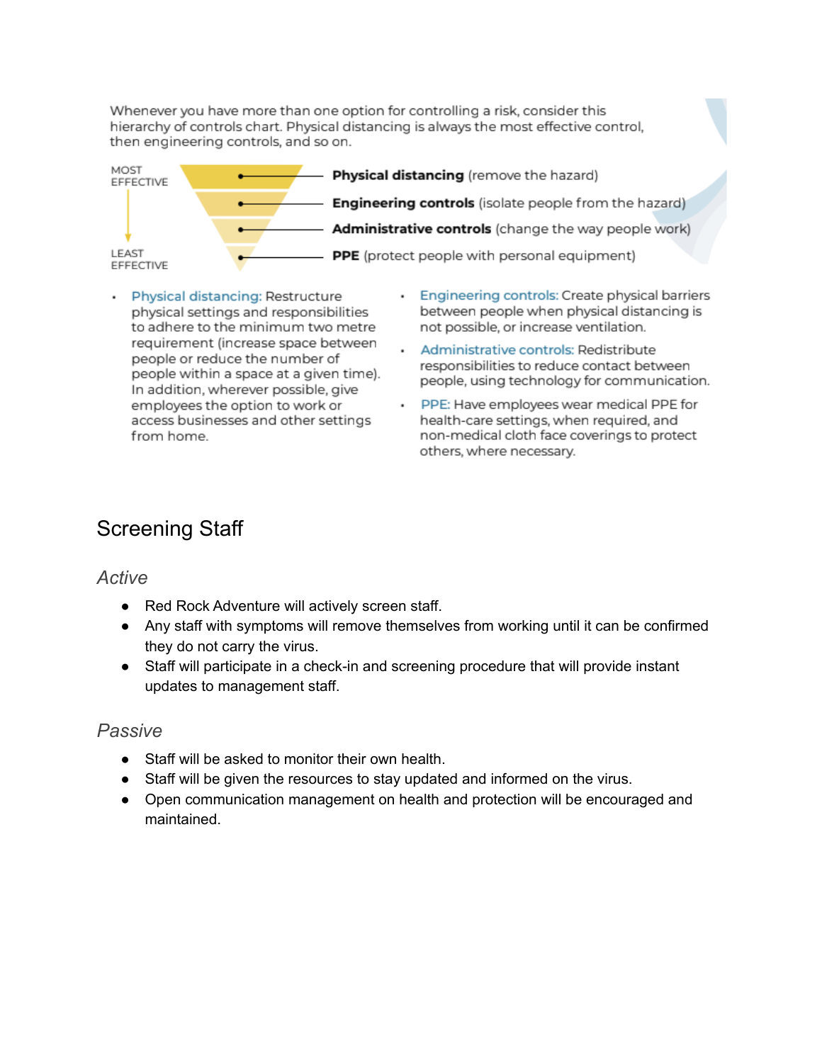Whenever you have more than one option for controlling a risk, consider this hierarchy of controls chart. Physical distancing is always the most effective control, then engineering controls, and so on.

MOST EFFECTIVE

- **Physical distancing** (remove the hazard)
- **Engineering controls** (isolate people from the hazard)
- **Administrative controls** (change the way people work)
- **PPE** (protect people with personal equipment)

LEAST EFFECTIVE

- Physical distancing: Restructure physical settings and responsibilities to adhere to the minimum two metre requirement (increase space between people or reduce the number of people within a space at a given time). In addition, wherever possible, give employees the option to work or access businesses and other settings from home.
- Engineering controls: Create physical barriers between people when physical distancing is not possible, or increase ventilation.
- Administrative controls: Redistribute responsibilities to reduce contact between people, using technology for communication.
- PPE: Have employees wear medical PPE for health-care settings, when required, and non-medical cloth face coverings to protect others, where necessary.

## Screening Staff

### *Active*

- Red Rock Adventure will actively screen staff.
- Any staff with symptoms will remove themselves from working until it can be confirmed they do not carry the virus.
- Staff will participate in a check-in and screening procedure that will provide instant updates to management staff.

### *Passive*

- Staff will be asked to monitor their own health.
- Staff will be given the resources to stay updated and informed on the virus.
- Open communication management on health and protection will be encouraged and maintained.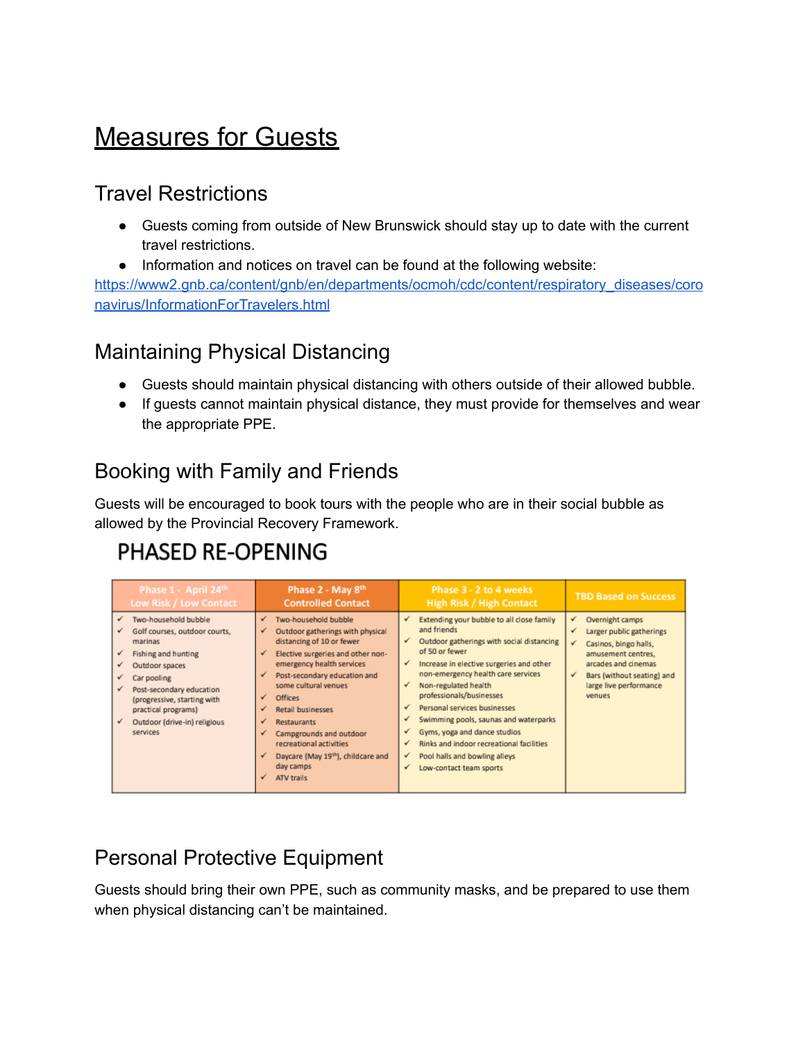# Measures for Guests

## Travel Restrictions

- Guests coming from outside of New Brunswick should stay up to date with the current travel restrictions.
- Information and notices on travel can be found at the following website:

https://www2.gnb.ca/content/gnb/en/departments/ocmoh/cdc/content/respiratory_diseases/coronavirus/InformationForTravelers.html

## Maintaining Physical Distancing

- Guests should maintain physical distancing with others outside of their allowed bubble.
- If guests cannot maintain physical distance, they must provide for themselves and wear the appropriate PPE.

## Booking with Family and Friends

Guests will be encouraged to book tours with the people who are in their social bubble as allowed by the Provincial Recovery Framework.

**PHASED RE-OPENING**

| Phase 1 - April 24th Low Risk / Low Contact | Phase 2 - May 8th Controlled Contact | Phase 3 - 2 to 4 weeks High Risk / High Contact | TBD Based on Success |
|---|---|---|---|
| ✓ Two-household bubble<br>✓ Golf courses, outdoor courts, marinas<br>✓ Fishing and hunting<br>✓ Outdoor spaces<br>✓ Car pooling<br>✓ Post-secondary education (progressive, starting with practical programs)<br>✓ Outdoor (drive-in) religious services | ✓ Two-household bubble<br>✓ Outdoor gatherings with physical distancing of 10 or fewer<br>✓ Elective surgeries and other non-emergency health services<br>✓ Post-secondary education and some cultural venues<br>✓ Offices<br>✓ Retail businesses<br>✓ Restaurants<br>✓ Campgrounds and outdoor recreational activities<br>✓ Daycare (May 19th), childcare and day camps<br>✓ ATV trails | ✓ Extending your bubble to all close family and friends<br>✓ Outdoor gatherings with social distancing of 50 or fewer<br>✓ Increase in elective surgeries and other non-emergency health care services<br>✓ Non-regulated health professionals/businesses<br>✓ Personal services businesses<br>✓ Swimming pools, saunas and waterparks<br>✓ Gyms, yoga and dance studios<br>✓ Rinks and indoor recreational facilities<br>✓ Pool halls and bowling alleys<br>✓ Low-contact team sports | ✓ Overnight camps<br>✓ Larger public gatherings<br>✓ Casinos, bingo halls, amusement centres, arcades and cinemas<br>✓ Bars (without seating) and large live performance venues |

## Personal Protective Equipment

Guests should bring their own PPE, such as community masks, and be prepared to use them when physical distancing can't be maintained.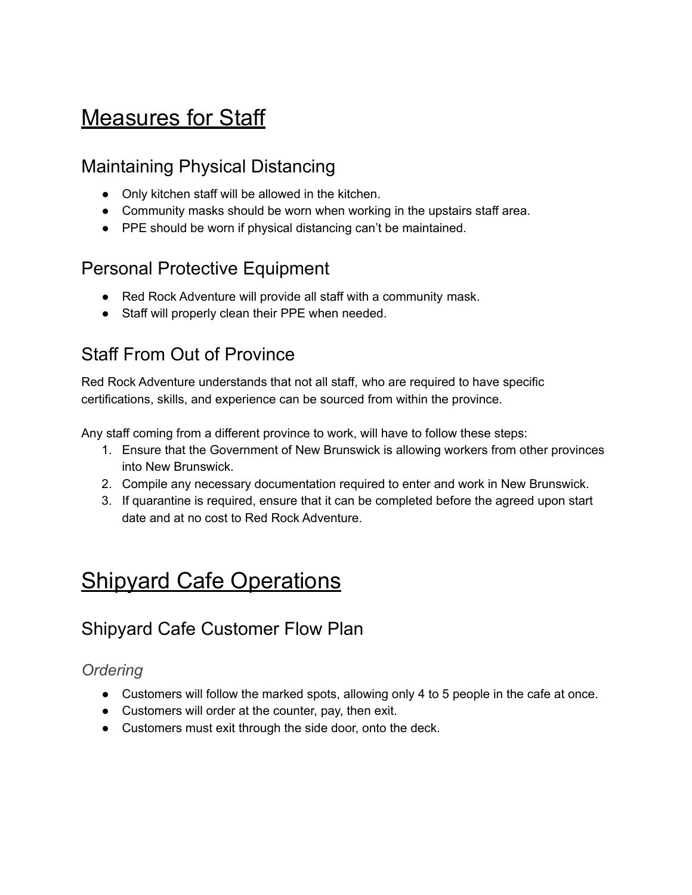# Measures for Staff

## Maintaining Physical Distancing

- Only kitchen staff will be allowed in the kitchen.
- Community masks should be worn when working in the upstairs staff area.
- PPE should be worn if physical distancing can't be maintained.

## Personal Protective Equipment

- Red Rock Adventure will provide all staff with a community mask.
- Staff will properly clean their PPE when needed.

## Staff From Out of Province

Red Rock Adventure understands that not all staff, who are required to have specific certifications, skills, and experience can be sourced from within the province.

Any staff coming from a different province to work, will have to follow these steps:

1. Ensure that the Government of New Brunswick is allowing workers from other provinces into New Brunswick.
2. Compile any necessary documentation required to enter and work in New Brunswick.
3. If quarantine is required, ensure that it can be completed before the agreed upon start date and at no cost to Red Rock Adventure.

# Shipyard Cafe Operations

## Shipyard Cafe Customer Flow Plan

### *Ordering*

- Customers will follow the marked spots, allowing only 4 to 5 people in the cafe at once.
- Customers will order at the counter, pay, then exit.
- Customers must exit through the side door, onto the deck.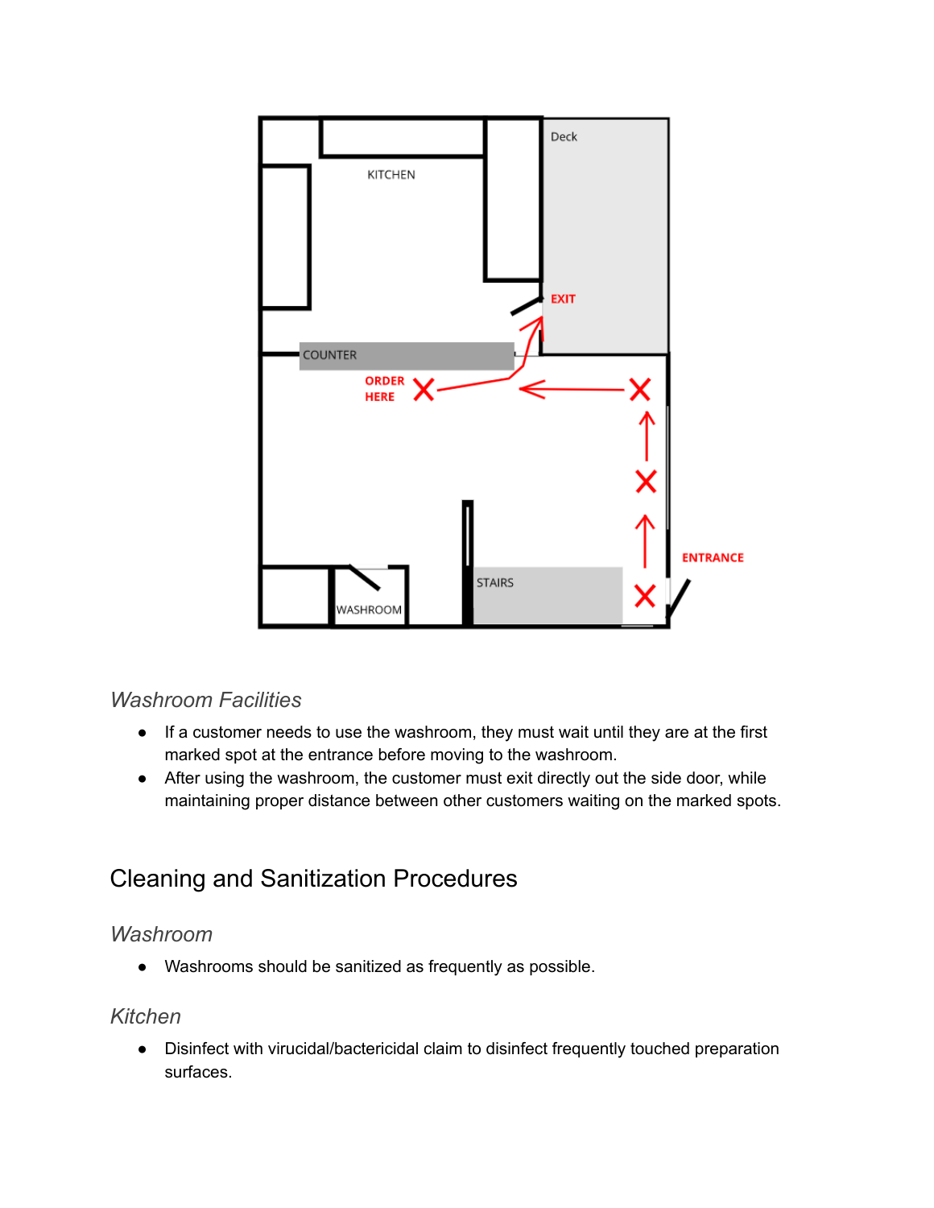### Washroom Facilities

- If a customer needs to use the washroom, they must wait until they are at the first marked spot at the entrance before moving to the washroom.
- After using the washroom, the customer must exit directly out the side door, while maintaining proper distance between other customers waiting on the marked spots.

## Cleaning and Sanitization Procedures

### Washroom

- Washrooms should be sanitized as frequently as possible.

### Kitchen

- Disinfect with virucidal/bactericidal claim to disinfect frequently touched preparation surfaces.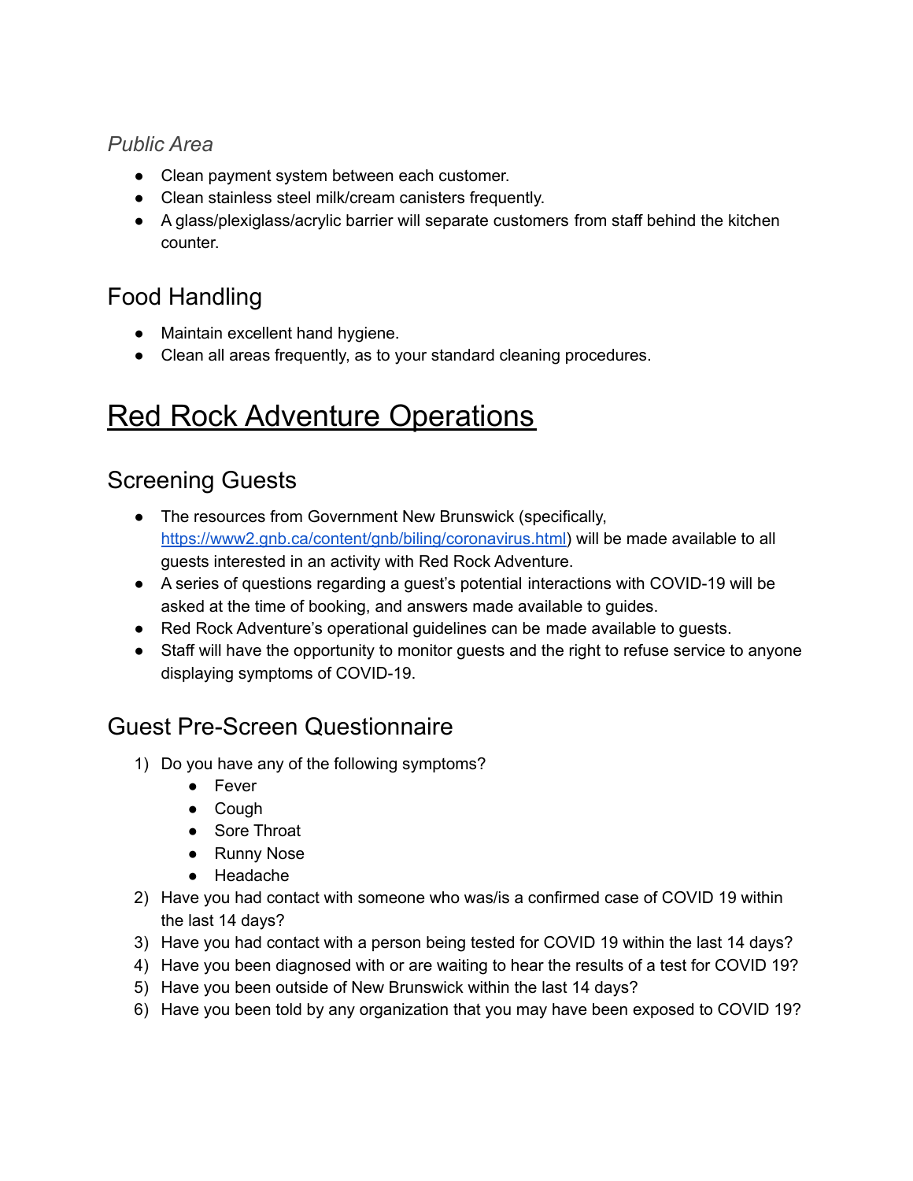### *Public Area*

- Clean payment system between each customer.
- Clean stainless steel milk/cream canisters frequently.
- A glass/plexiglass/acrylic barrier will separate customers from staff behind the kitchen counter.

## Food Handling

- Maintain excellent hand hygiene.
- Clean all areas frequently, as to your standard cleaning procedures.

# Red Rock Adventure Operations

## Screening Guests

- The resources from Government New Brunswick (specifically, https://www2.gnb.ca/content/gnb/biling/coronavirus.html) will be made available to all guests interested in an activity with Red Rock Adventure.
- A series of questions regarding a guest's potential interactions with COVID-19 will be asked at the time of booking, and answers made available to guides.
- Red Rock Adventure's operational guidelines can be made available to guests.
- Staff will have the opportunity to monitor guests and the right to refuse service to anyone displaying symptoms of COVID-19.

## Guest Pre-Screen Questionnaire

1) Do you have any of the following symptoms?
   - Fever
   - Cough
   - Sore Throat
   - Runny Nose
   - Headache
2) Have you had contact with someone who was/is a confirmed case of COVID 19 within the last 14 days?
3) Have you had contact with a person being tested for COVID 19 within the last 14 days?
4) Have you been diagnosed with or are waiting to hear the results of a test for COVID 19?
5) Have you been outside of New Brunswick within the last 14 days?
6) Have you been told by any organization that you may have been exposed to COVID 19?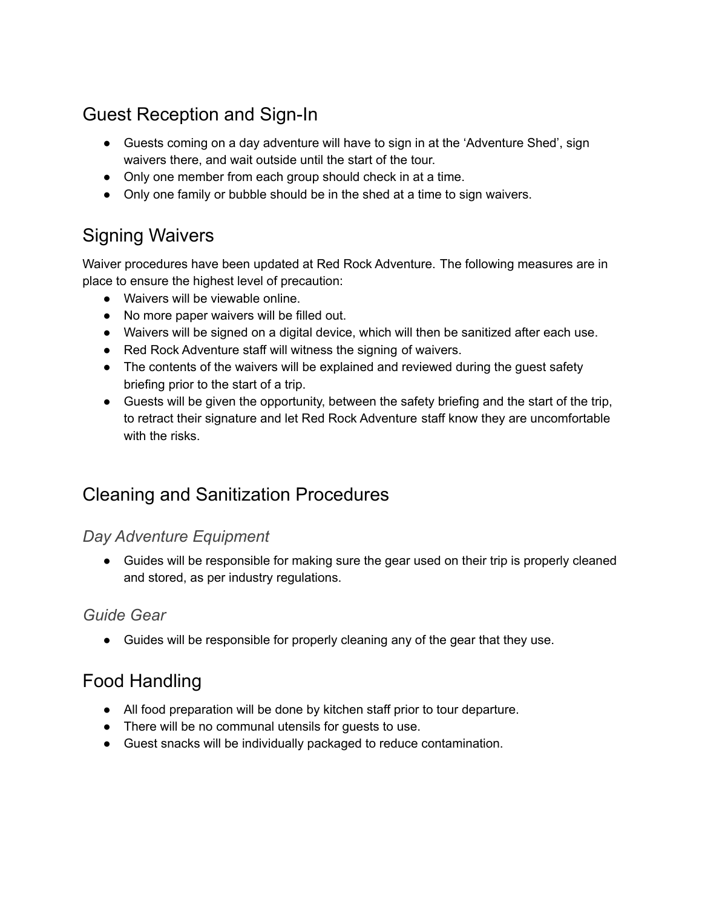## Guest Reception and Sign-In

- Guests coming on a day adventure will have to sign in at the 'Adventure Shed', sign waivers there, and wait outside until the start of the tour.
- Only one member from each group should check in at a time.
- Only one family or bubble should be in the shed at a time to sign waivers.

## Signing Waivers

Waiver procedures have been updated at Red Rock Adventure. The following measures are in place to ensure the highest level of precaution:

- Waivers will be viewable online.
- No more paper waivers will be filled out.
- Waivers will be signed on a digital device, which will then be sanitized after each use.
- Red Rock Adventure staff will witness the signing of waivers.
- The contents of the waivers will be explained and reviewed during the guest safety briefing prior to the start of a trip.
- Guests will be given the opportunity, between the safety briefing and the start of the trip, to retract their signature and let Red Rock Adventure staff know they are uncomfortable with the risks.

## Cleaning and Sanitization Procedures

### *Day Adventure Equipment*

- Guides will be responsible for making sure the gear used on their trip is properly cleaned and stored, as per industry regulations.

### *Guide Gear*

- Guides will be responsible for properly cleaning any of the gear that they use.

## Food Handling

- All food preparation will be done by kitchen staff prior to tour departure.
- There will be no communal utensils for guests to use.
- Guest snacks will be individually packaged to reduce contamination.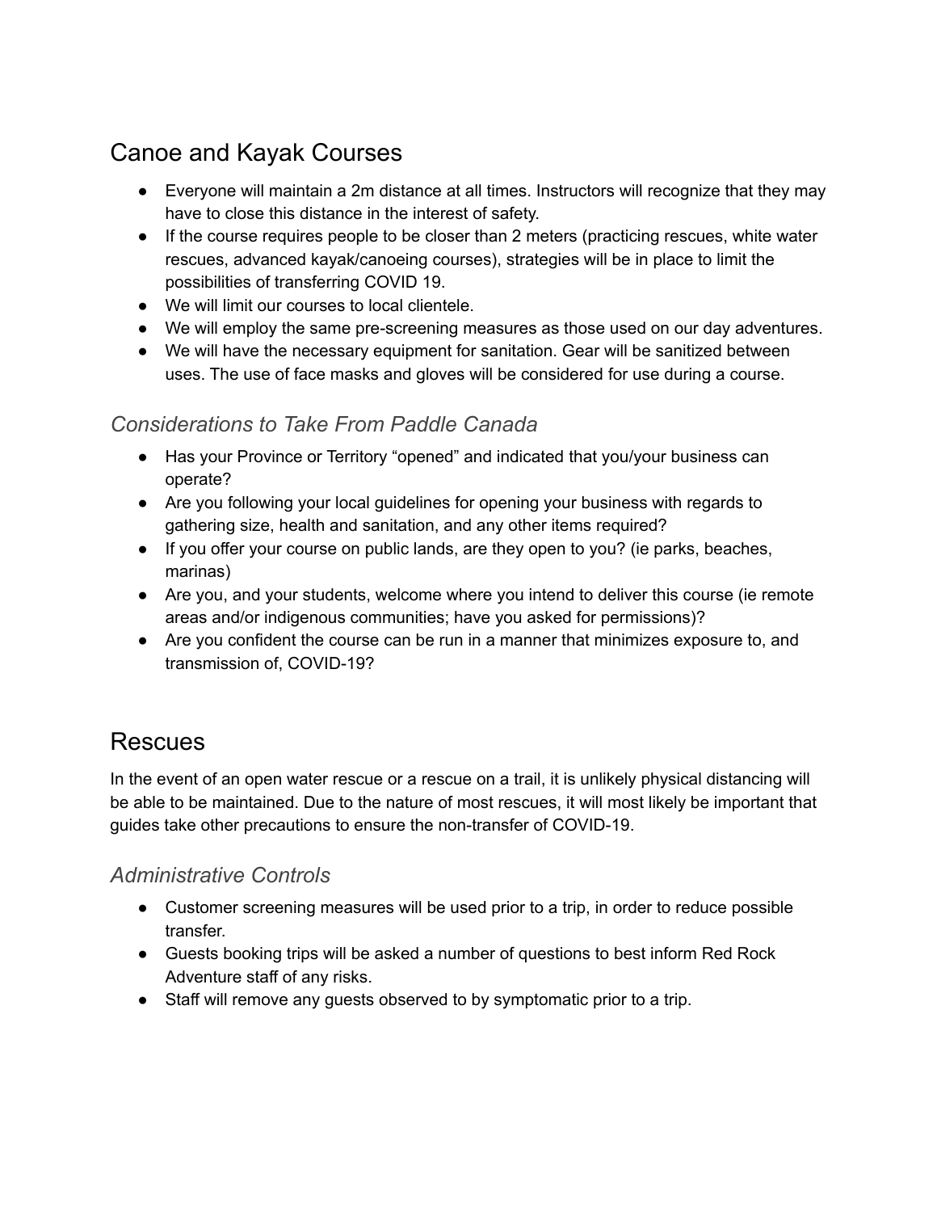## Canoe and Kayak Courses

- Everyone will maintain a 2m distance at all times. Instructors will recognize that they may have to close this distance in the interest of safety.
- If the course requires people to be closer than 2 meters (practicing rescues, white water rescues, advanced kayak/canoeing courses), strategies will be in place to limit the possibilities of transferring COVID 19.
- We will limit our courses to local clientele.
- We will employ the same pre-screening measures as those used on our day adventures.
- We will have the necessary equipment for sanitation. Gear will be sanitized between uses. The use of face masks and gloves will be considered for use during a course.

### *Considerations to Take From Paddle Canada*

- Has your Province or Territory "opened" and indicated that you/your business can operate?
- Are you following your local guidelines for opening your business with regards to gathering size, health and sanitation, and any other items required?
- If you offer your course on public lands, are they open to you? (ie parks, beaches, marinas)
- Are you, and your students, welcome where you intend to deliver this course (ie remote areas and/or indigenous communities; have you asked for permissions)?
- Are you confident the course can be run in a manner that minimizes exposure to, and transmission of, COVID-19?

## Rescues

In the event of an open water rescue or a rescue on a trail, it is unlikely physical distancing will be able to be maintained. Due to the nature of most rescues, it will most likely be important that guides take other precautions to ensure the non-transfer of COVID-19.

### *Administrative Controls*

- Customer screening measures will be used prior to a trip, in order to reduce possible transfer.
- Guests booking trips will be asked a number of questions to best inform Red Rock Adventure staff of any risks.
- Staff will remove any guests observed to by symptomatic prior to a trip.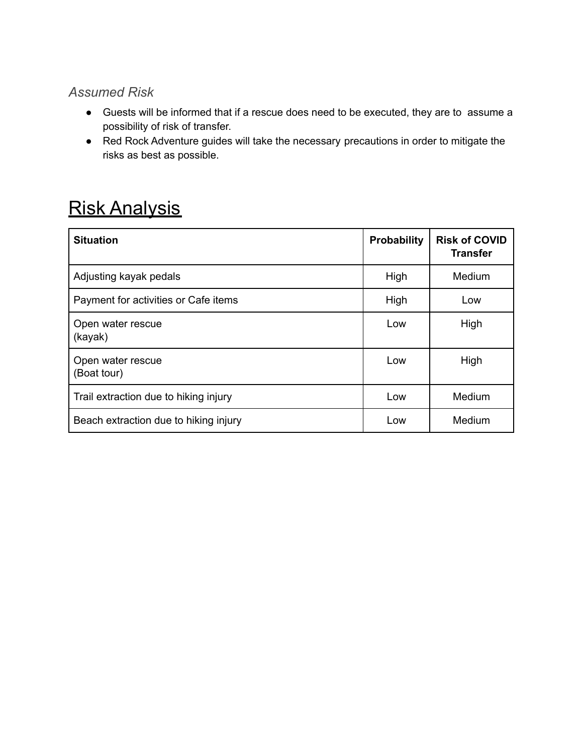### *Assumed Risk*

- Guests will be informed that if a rescue does need to be executed, they are to  assume a possibility of risk of transfer.
- Red Rock Adventure guides will take the necessary precautions in order to mitigate the risks as best as possible.

# Risk Analysis

| **Situation** | **Probability** | **Risk of COVID Transfer** |
|---|---|---|
| Adjusting kayak pedals | High | Medium |
| Payment for activities or Cafe items | High | Low |
| Open water rescue (kayak) | Low | High |
| Open water rescue (Boat tour) | Low | High |
| Trail extraction due to hiking injury | Low | Medium |
| Beach extraction due to hiking injury | Low | Medium |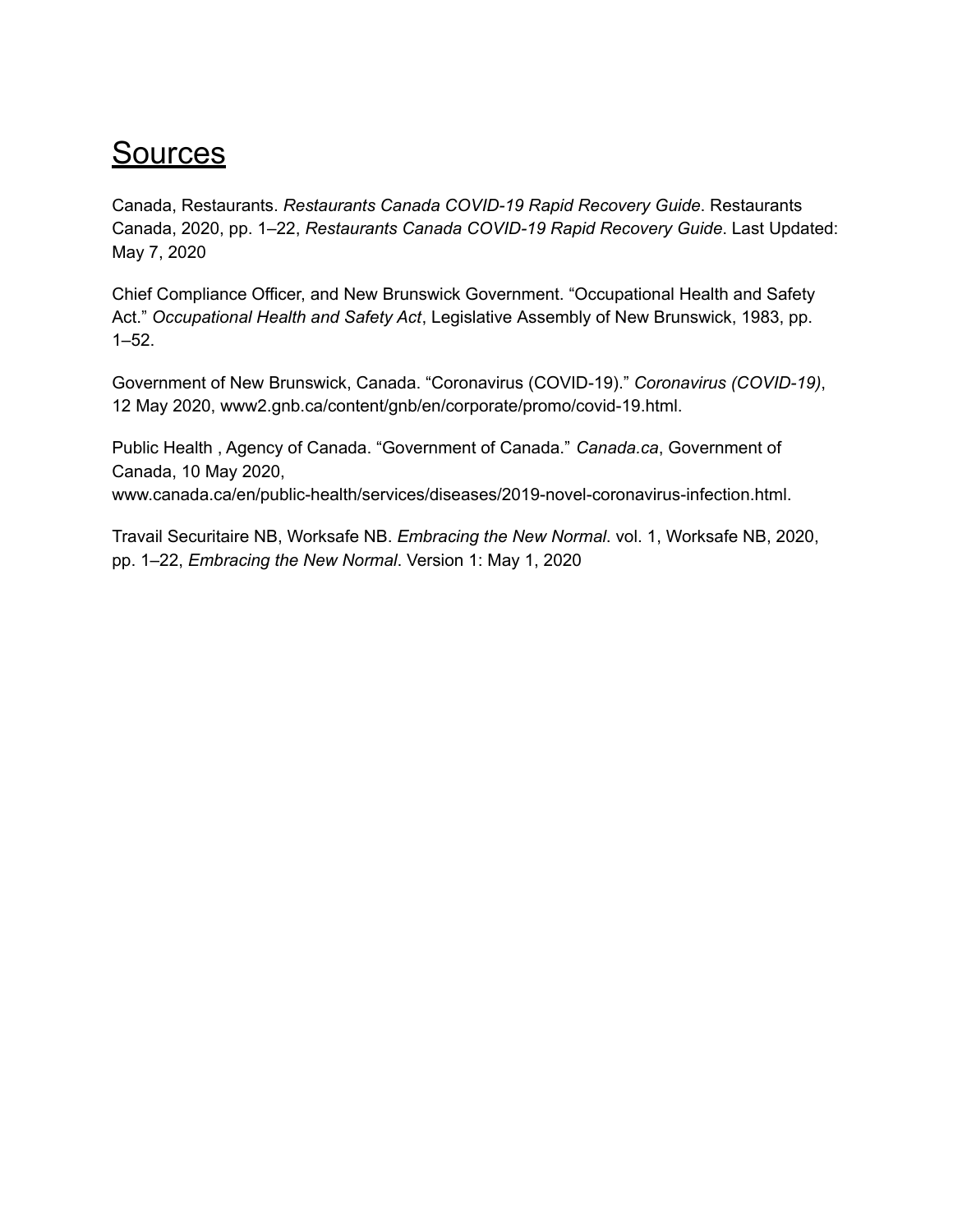# Sources

Canada, Restaurants. *Restaurants Canada COVID-19 Rapid Recovery Guide*. Restaurants Canada, 2020, pp. 1–22, *Restaurants Canada COVID-19 Rapid Recovery Guide*. Last Updated: May 7, 2020

Chief Compliance Officer, and New Brunswick Government. "Occupational Health and Safety Act." *Occupational Health and Safety Act*, Legislative Assembly of New Brunswick, 1983, pp. 1–52.

Government of New Brunswick, Canada. "Coronavirus (COVID-19)." *Coronavirus (COVID-19)*, 12 May 2020, www2.gnb.ca/content/gnb/en/corporate/promo/covid-19.html.

Public Health , Agency of Canada. "Government of Canada." *Canada.ca*, Government of Canada, 10 May 2020, www.canada.ca/en/public-health/services/diseases/2019-novel-coronavirus-infection.html.

Travail Securitaire NB, Worksafe NB. *Embracing the New Normal*. vol. 1, Worksafe NB, 2020, pp. 1–22, *Embracing the New Normal*. Version 1: May 1, 2020